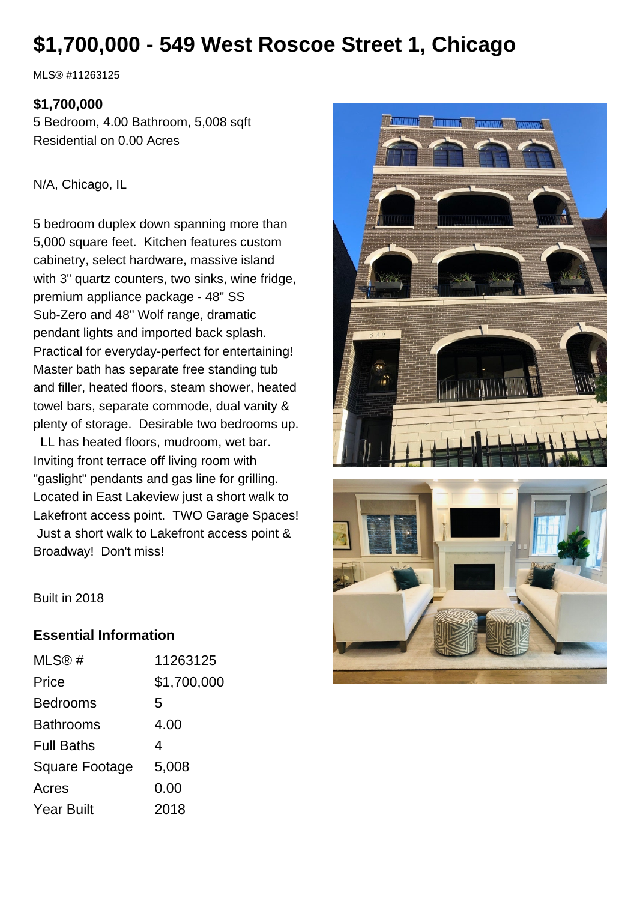# $1,700,000 - 549 West Roscoe Street 1, Chicago

MLS® #11263125

**$1,700,000**
5 Bedroom, 4.00 Bathroom, 5,008 sqft
Residential on 0.00 Acres

N/A, Chicago, IL

5 bedroom duplex down spanning more than 5,000 square feet. Kitchen features custom cabinetry, select hardware, massive island with 3" quartz counters, two sinks, wine fridge, premium appliance package - 48" SS Sub-Zero and 48" Wolf range, dramatic pendant lights and imported back splash. Practical for everyday-perfect for entertaining! Master bath has separate free standing tub and filler, heated floors, steam shower, heated towel bars, separate commode, dual vanity & plenty of storage. Desirable two bedrooms up. LL has heated floors, mudroom, wet bar. Inviting front terrace off living room with "gaslight" pendants and gas line for grilling. Located in East Lakeview just a short walk to Lakefront access point. TWO Garage Spaces! Just a short walk to Lakefront access point & Broadway! Don't miss!

Built in 2018

## Essential Information

| | |
|---|---|
| MLS® # | 11263125 |
| Price | $1,700,000 |
| Bedrooms | 5 |
| Bathrooms | 4.00 |
| Full Baths | 4 |
| Square Footage | 5,008 |
| Acres | 0.00 |
| Year Built | 2018 |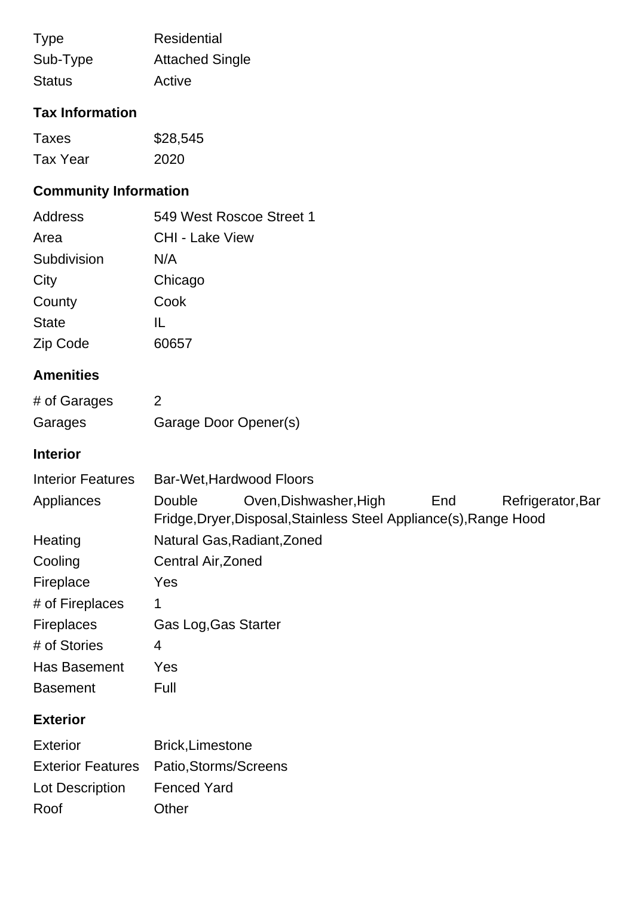| | |
|---|---|
| Type | Residential |
| Sub-Type | Attached Single |
| Status | Active |

## Tax Information

| | |
|---|---|
| Taxes | $28,545 |
| Tax Year | 2020 |

## Community Information

| | |
|---|---|
| Address | 549 West Roscoe Street 1 |
| Area | CHI - Lake View |
| Subdivision | N/A |
| City | Chicago |
| County | Cook |
| State | IL |
| Zip Code | 60657 |

## Amenities

| | |
|---|---|
| # of Garages | 2 |
| Garages | Garage Door Opener(s) |

## Interior

| | |
|---|---|
| Interior Features | Bar-Wet,Hardwood Floors |
| Appliances | Double Oven,Dishwasher,High End Refrigerator,Bar Fridge,Dryer,Disposal,Stainless Steel Appliance(s),Range Hood |
| Heating | Natural Gas,Radiant,Zoned |
| Cooling | Central Air,Zoned |
| Fireplace | Yes |
| # of Fireplaces | 1 |
| Fireplaces | Gas Log,Gas Starter |
| # of Stories | 4 |
| Has Basement | Yes |
| Basement | Full |

## Exterior

| | |
|---|---|
| Exterior | Brick,Limestone |
| Exterior Features | Patio,Storms/Screens |
| Lot Description | Fenced Yard |
| Roof | Other |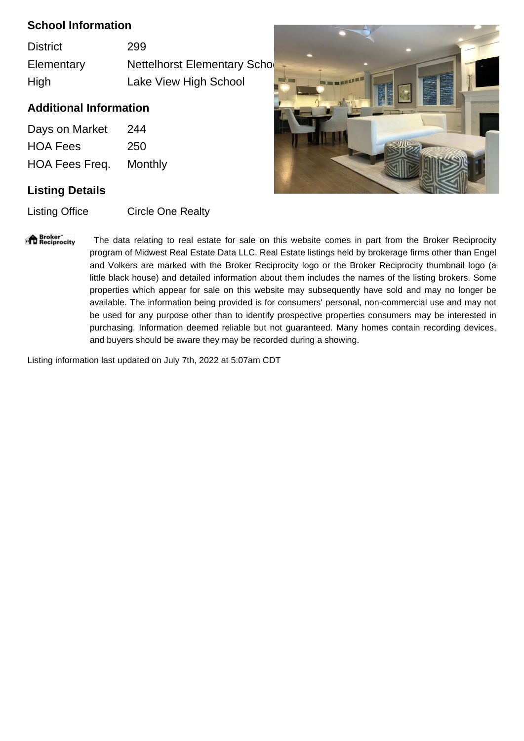## School Information

| | |
|---|---|
| District | 299 |
| Elementary | Nettelhorst Elementary School |
| High | Lake View High School |

## Additional Information

| | |
|---|---|
| Days on Market | 244 |
| HOA Fees | 250 |
| HOA Fees Freq. | Monthly |

## Listing Details

| | |
|---|---|
| Listing Office | Circle One Realty |

The data relating to real estate for sale on this website comes in part from the Broker Reciprocity program of Midwest Real Estate Data LLC. Real Estate listings held by brokerage firms other than Engel and Volkers are marked with the Broker Reciprocity logo or the Broker Reciprocity thumbnail logo (a little black house) and detailed information about them includes the names of the listing brokers. Some properties which appear for sale on this website may subsequently have sold and may no longer be available. The information being provided is for consumers' personal, non-commercial use and may not be used for any purpose other than to identify prospective properties consumers may be interested in purchasing. Information deemed reliable but not guaranteed. Many homes contain recording devices, and buyers should be aware they may be recorded during a showing.

Listing information last updated on July 7th, 2022 at 5:07am CDT